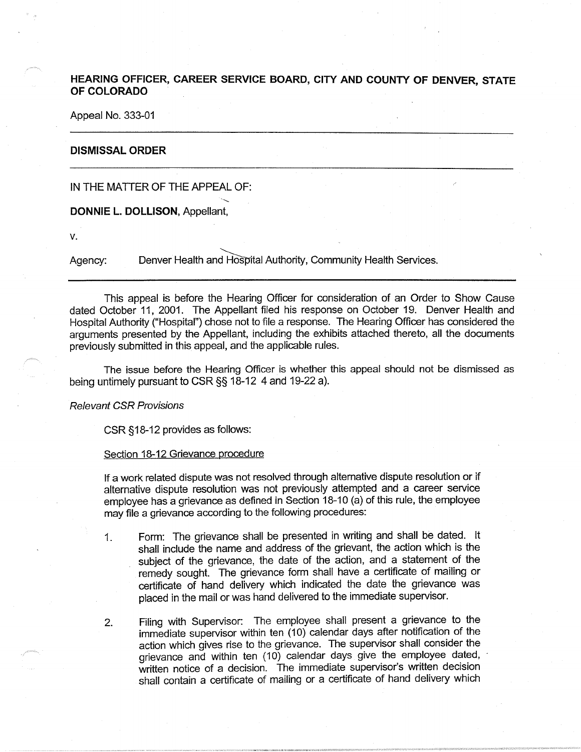**HEARING OFFICER, CAREER SERVICE BOARD, CITY AND COUNTY OF DENVER, STATE OF COLORADO**

Appeal No. 333-01

---

**DISMISSAL ORDER**

---

IN THE MATTER OF THE APPEAL OF:

**DONNIE L. DOLLISON**, Appellant,

v.

Agency: Denver Health and Hospital Authority, Community Health Services.

---

This appeal is before the Hearing Officer for consideration of an Order to Show Cause dated October 11, 2001. The Appellant filed his response on October 19. Denver Health and Hospital Authority ("Hospital") chose not to file a response. The Hearing Officer has considered the arguments presented by the Appellant, including the exhibits attached thereto, all the documents previously submitted in this appeal, and the applicable rules.

The issue before the Hearing Officer is whether this appeal should not be dismissed as being untimely pursuant to CSR §§ 18-12 4 and 19-22 a).

*Relevant CSR Provisions*

CSR §18-12 provides as follows:

Section 18-12 Grievance procedure

If a work related dispute was not resolved through alternative dispute resolution or if alternative dispute resolution was not previously attempted and a career service employee has a grievance as defined in Section 18-10 (a) of this rule, the employee may file a grievance according to the following procedures:

1. Form: The grievance shall be presented in writing and shall be dated. It shall include the name and address of the grievant, the action which is the subject of the grievance, the date of the action, and a statement of the remedy sought. The grievance form shall have a certificate of mailing or certificate of hand delivery which indicated the date the grievance was placed in the mail or was hand delivered to the immediate supervisor.

2. Filing with Supervisor: The employee shall present a grievance to the immediate supervisor within ten (10) calendar days after notification of the action which gives rise to the grievance. The supervisor shall consider the grievance and within ten (10) calendar days give the employee dated, written notice of a decision. The immediate supervisor's written decision shall contain a certificate of mailing or a certificate of hand delivery which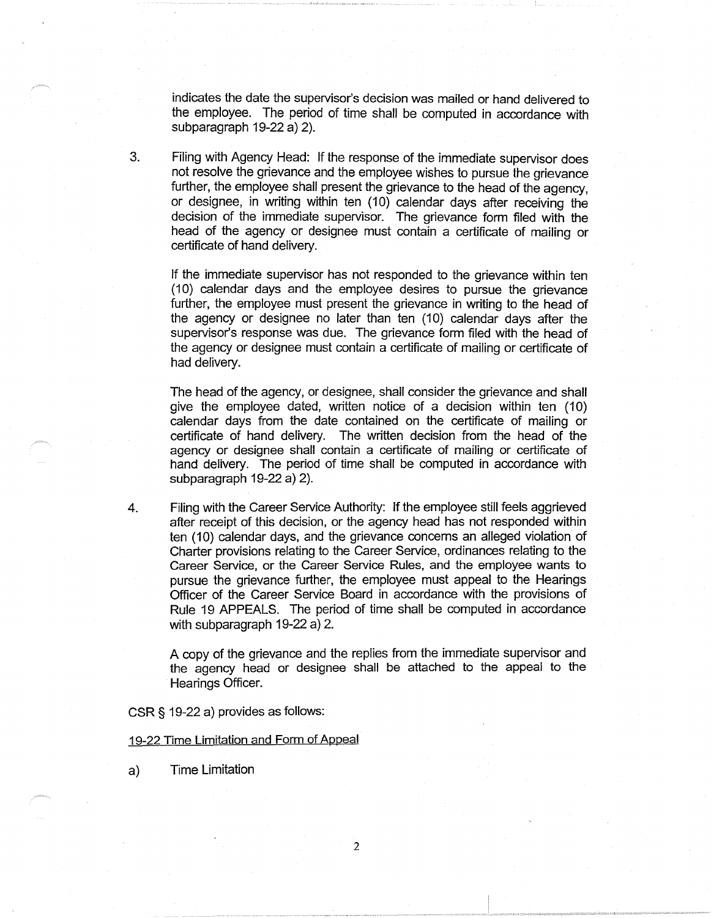indicates the date the supervisor's decision was mailed or hand delivered to the employee. The period of time shall be computed in accordance with subparagraph 19-22 a) 2).

3. Filing with Agency Head: If the response of the immediate supervisor does not resolve the grievance and the employee wishes to pursue the grievance further, the employee shall present the grievance to the head of the agency, or designee, in writing within ten (10) calendar days after receiving the decision of the immediate supervisor. The grievance form filed with the head of the agency or designee must contain a certificate of mailing or certificate of hand delivery.

   If the immediate supervisor has not responded to the grievance within ten (10) calendar days and the employee desires to pursue the grievance further, the employee must present the grievance in writing to the head of the agency or designee no later than ten (10) calendar days after the supervisor's response was due. The grievance form filed with the head of the agency or designee must contain a certificate of mailing or certificate of had delivery.

   The head of the agency, or designee, shall consider the grievance and shall give the employee dated, written notice of a decision within ten (10) calendar days from the date contained on the certificate of mailing or certificate of hand delivery. The written decision from the head of the agency or designee shall contain a certificate of mailing or certificate of hand delivery. The period of time shall be computed in accordance with subparagraph 19-22 a) 2).

4. Filing with the Career Service Authority: If the employee still feels aggrieved after receipt of this decision, or the agency head has not responded within ten (10) calendar days, and the grievance concerns an alleged violation of Charter provisions relating to the Career Service, ordinances relating to the Career Service, or the Career Service Rules, and the employee wants to pursue the grievance further, the employee must appeal to the Hearings Officer of the Career Service Board in accordance with the provisions of Rule 19 APPEALS. The period of time shall be computed in accordance with subparagraph 19-22 a) 2.

   A copy of the grievance and the replies from the immediate supervisor and the agency head or designee shall be attached to the appeal to the Hearings Officer.

CSR § 19-22 a) provides as follows:

19-22 Time Limitation and Form of Appeal

a) Time Limitation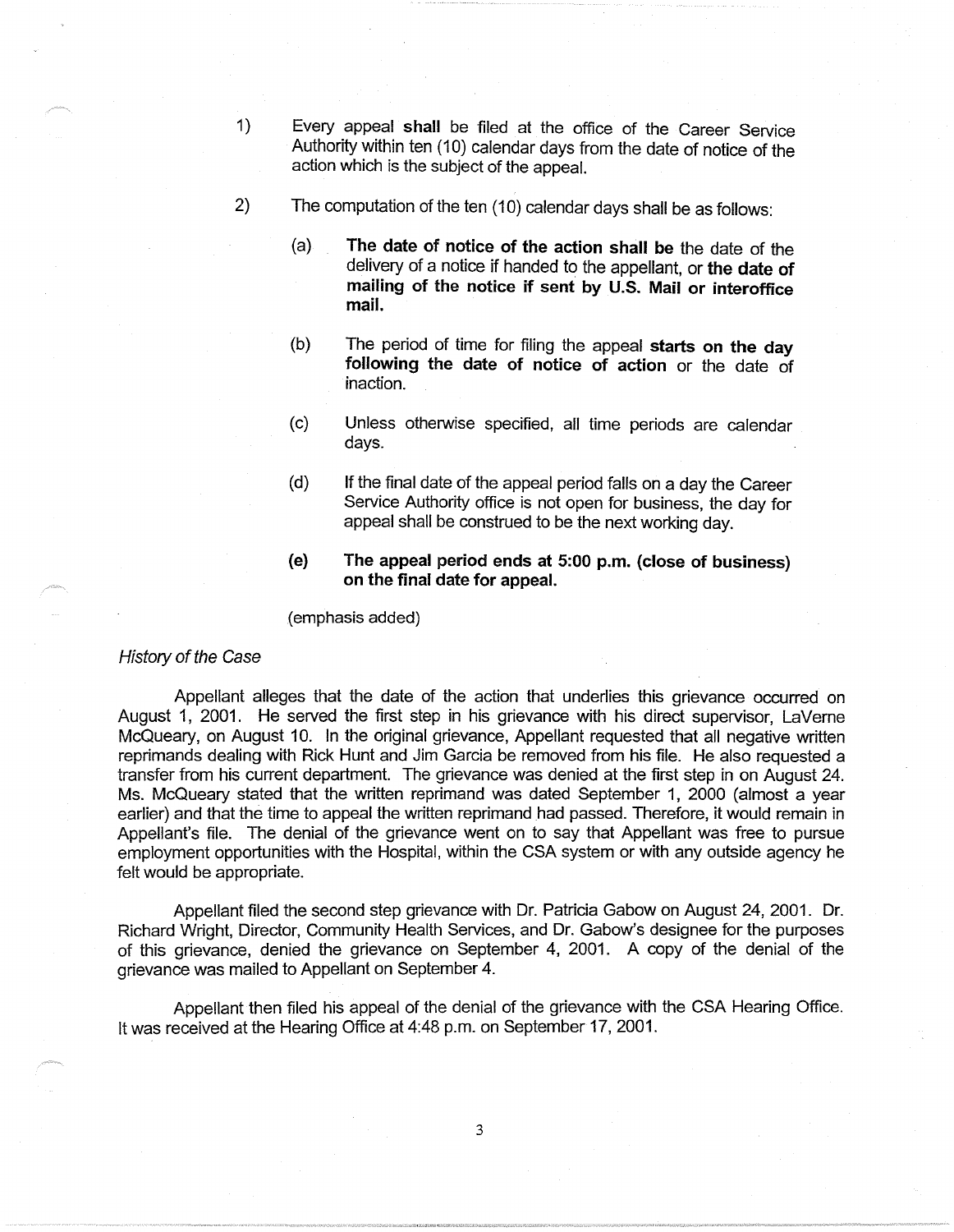1) Every appeal **shall** be filed at the office of the Career Service Authority within ten (10) calendar days from the date of notice of the action which is the subject of the appeal.

2) The computation of the ten (10) calendar days shall be as follows:

   (a) **The date of notice of the action shall be** the date of the delivery of a notice if handed to the appellant, or **the date of mailing of the notice if sent by U.S. Mail or interoffice mail.**

   (b) The period of time for filing the appeal **starts on the day following the date of notice of action** or the date of inaction.

   (c) Unless otherwise specified, all time periods are calendar days.

   (d) If the final date of the appeal period falls on a day the Career Service Authority office is not open for business, the day for appeal shall be construed to be the next working day.

   **(e) The appeal period ends at 5:00 p.m. (close of business) on the final date for appeal.**

(emphasis added)

*History of the Case*

Appellant alleges that the date of the action that underlies this grievance occurred on August 1, 2001. He served the first step in his grievance with his direct supervisor, LaVerne McQueary, on August 10. In the original grievance, Appellant requested that all negative written reprimands dealing with Rick Hunt and Jim Garcia be removed from his file. He also requested a transfer from his current department. The grievance was denied at the first step in on August 24. Ms. McQueary stated that the written reprimand was dated September 1, 2000 (almost a year earlier) and that the time to appeal the written reprimand had passed. Therefore, it would remain in Appellant's file. The denial of the grievance went on to say that Appellant was free to pursue employment opportunities with the Hospital, within the CSA system or with any outside agency he felt would be appropriate.

Appellant filed the second step grievance with Dr. Patricia Gabow on August 24, 2001. Dr. Richard Wright, Director, Community Health Services, and Dr. Gabow's designee for the purposes of this grievance, denied the grievance on September 4, 2001. A copy of the denial of the grievance was mailed to Appellant on September 4.

Appellant then filed his appeal of the denial of the grievance with the CSA Hearing Office. It was received at the Hearing Office at 4:48 p.m. on September 17, 2001.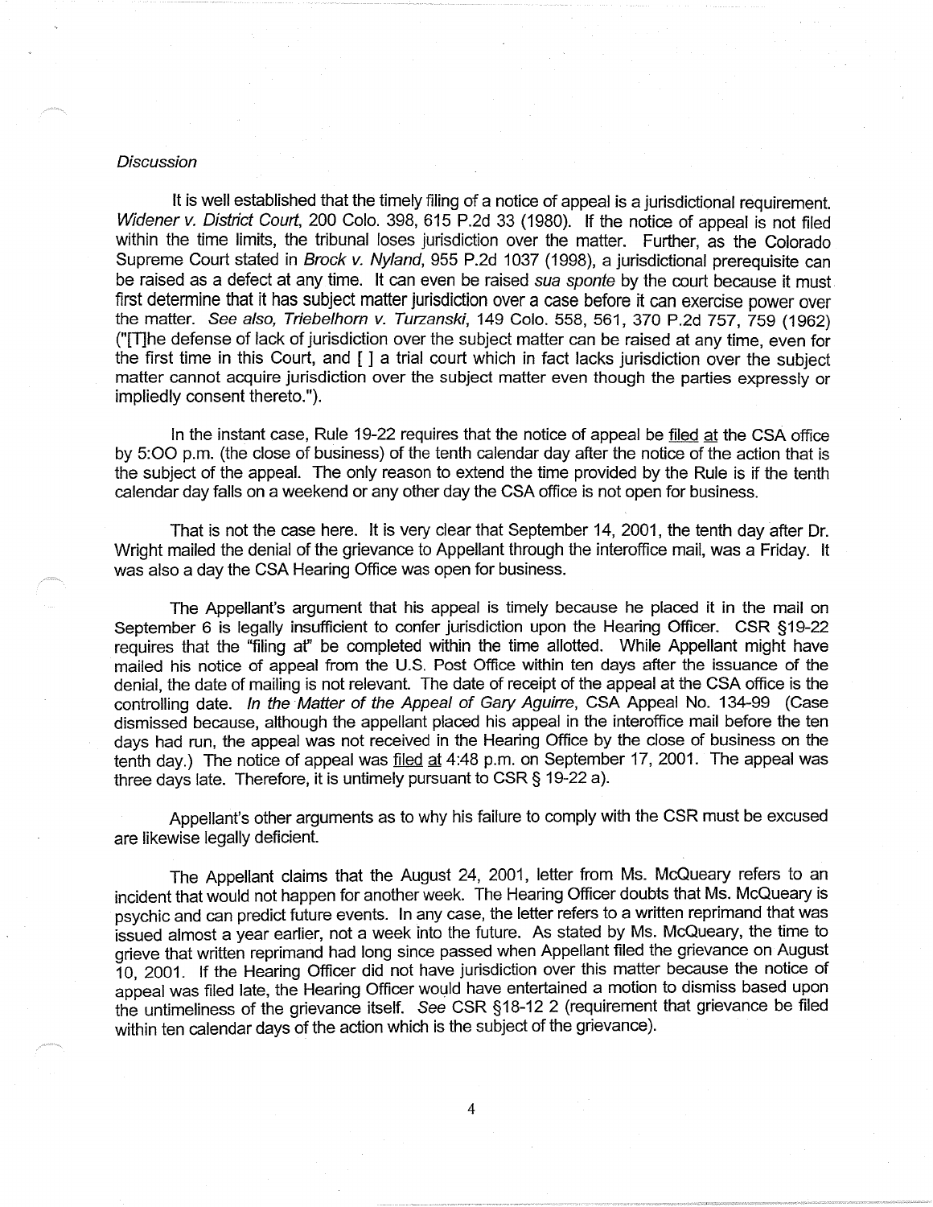*Discussion*

It is well established that the timely filing of a notice of appeal is a jurisdictional requirement. *Widener v. District Court*, 200 Colo. 398, 615 P.2d 33 (1980). If the notice of appeal is not filed within the time limits, the tribunal loses jurisdiction over the matter. Further, as the Colorado Supreme Court stated in *Brock v. Nyland*, 955 P.2d 1037 (1998), a jurisdictional prerequisite can be raised as a defect at any time. It can even be raised *sua sponte* by the court because it must first determine that it has subject matter jurisdiction over a case before it can exercise power over the matter. *See also, Triebelhorn v. Turzanski*, 149 Colo. 558, 561, 370 P.2d 757, 759 (1962) ("[T]he defense of lack of jurisdiction over the subject matter can be raised at any time, even for the first time in this Court, and [ ] a trial court which in fact lacks jurisdiction over the subject matter cannot acquire jurisdiction over the subject matter even though the parties expressly or impliedly consent thereto.").

In the instant case, Rule 19-22 requires that the notice of appeal be <u>filed at</u> the CSA office by 5:OO p.m. (the close of business) of the tenth calendar day after the notice of the action that is the subject of the appeal. The only reason to extend the time provided by the Rule is if the tenth calendar day falls on a weekend or any other day the CSA office is not open for business.

That is not the case here. It is very clear that September 14, 2001, the tenth day after Dr. Wright mailed the denial of the grievance to Appellant through the interoffice mail, was a Friday. It was also a day the CSA Hearing Office was open for business.

The Appellant's argument that his appeal is timely because he placed it in the mail on September 6 is legally insufficient to confer jurisdiction upon the Hearing Officer. CSR §19-22 requires that the "filing at" be completed within the time allotted. While Appellant might have mailed his notice of appeal from the U.S. Post Office within ten days after the issuance of the denial, the date of mailing is not relevant. The date of receipt of the appeal at the CSA office is the controlling date. *In the Matter of the Appeal of Gary Aguirre*, CSA Appeal No. 134-99 (Case dismissed because, although the appellant placed his appeal in the interoffice mail before the ten days had run, the appeal was not received in the Hearing Office by the close of business on the tenth day.) The notice of appeal was <u>filed at</u> 4:48 p.m. on September 17, 2001. The appeal was three days late. Therefore, it is untimely pursuant to CSR § 19-22 a).

Appellant's other arguments as to why his failure to comply with the CSR must be excused are likewise legally deficient.

The Appellant claims that the August 24, 2001, letter from Ms. McQueary refers to an incident that would not happen for another week. The Hearing Officer doubts that Ms. McQueary is psychic and can predict future events. In any case, the letter refers to a written reprimand that was issued almost a year earlier, not a week into the future. As stated by Ms. McQueary, the time to grieve that written reprimand had long since passed when Appellant filed the grievance on August 10, 2001. If the Hearing Officer did not have jurisdiction over this matter because the notice of appeal was filed late, the Hearing Officer would have entertained a motion to dismiss based upon the untimeliness of the grievance itself. *See* CSR §18-12 2 (requirement that grievance be filed within ten calendar days of the action which is the subject of the grievance).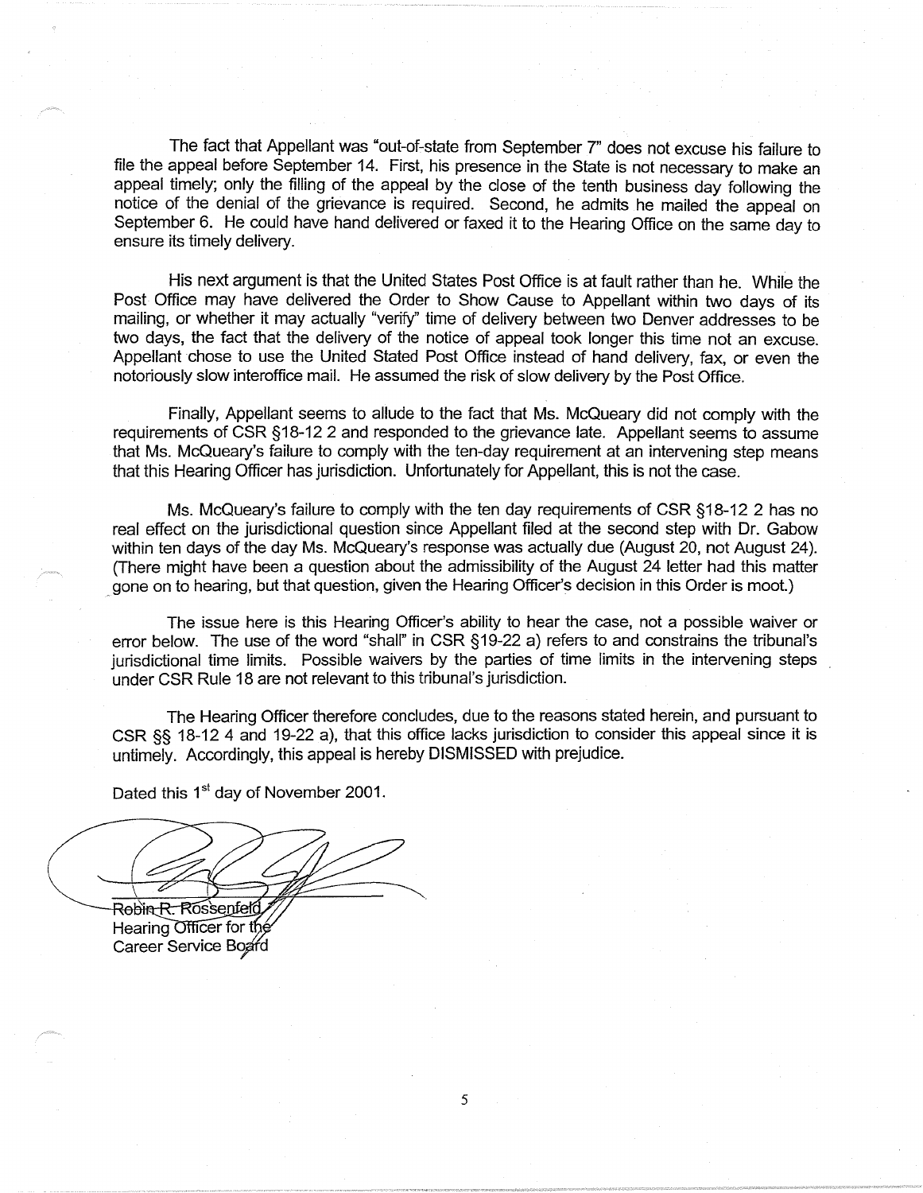The fact that Appellant was "out-of-state from September 7" does not excuse his failure to file the appeal before September 14. First, his presence in the State is not necessary to make an appeal timely; only the filing of the appeal by the close of the tenth business day following the notice of the denial of the grievance is required. Second, he admits he mailed the appeal on September 6. He could have hand delivered or faxed it to the Hearing Office on the same day to ensure its timely delivery.

His next argument is that the United States Post Office is at fault rather than he. While the Post Office may have delivered the Order to Show Cause to Appellant within two days of its mailing, or whether it may actually "verify" time of delivery between two Denver addresses to be two days, the fact that the delivery of the notice of appeal took longer this time not an excuse. Appellant chose to use the United Stated Post Office instead of hand delivery, fax, or even the notoriously slow interoffice mail. He assumed the risk of slow delivery by the Post Office.

Finally, Appellant seems to allude to the fact that Ms. McQueary did not comply with the requirements of CSR §18-12 2 and responded to the grievance late. Appellant seems to assume that Ms. McQueary's failure to comply with the ten-day requirement at an intervening step means that this Hearing Officer has jurisdiction. Unfortunately for Appellant, this is not the case.

Ms. McQueary's failure to comply with the ten day requirements of CSR §18-12 2 has no real effect on the jurisdictional question since Appellant filed at the second step with Dr. Gabow within ten days of the day Ms. McQueary's response was actually due (August 20, not August 24). (There might have been a question about the admissibility of the August 24 letter had this matter gone on to hearing, but that question, given the Hearing Officer's decision in this Order is moot.)

The issue here is this Hearing Officer's ability to hear the case, not a possible waiver or error below. The use of the word "shall" in CSR §19-22 a) refers to and constrains the tribunal's jurisdictional time limits. Possible waivers by the parties of time limits in the intervening steps under CSR Rule 18 are not relevant to this tribunal's jurisdiction.

The Hearing Officer therefore concludes, due to the reasons stated herein, and pursuant to CSR §§ 18-12 4 and 19-22 a), that this office lacks jurisdiction to consider this appeal since it is untimely. Accordingly, this appeal is hereby DISMISSED with prejudice.

Dated this 1st day of November 2001.

Robin R. Rossenfeld
Hearing Officer for the
Career Service Board